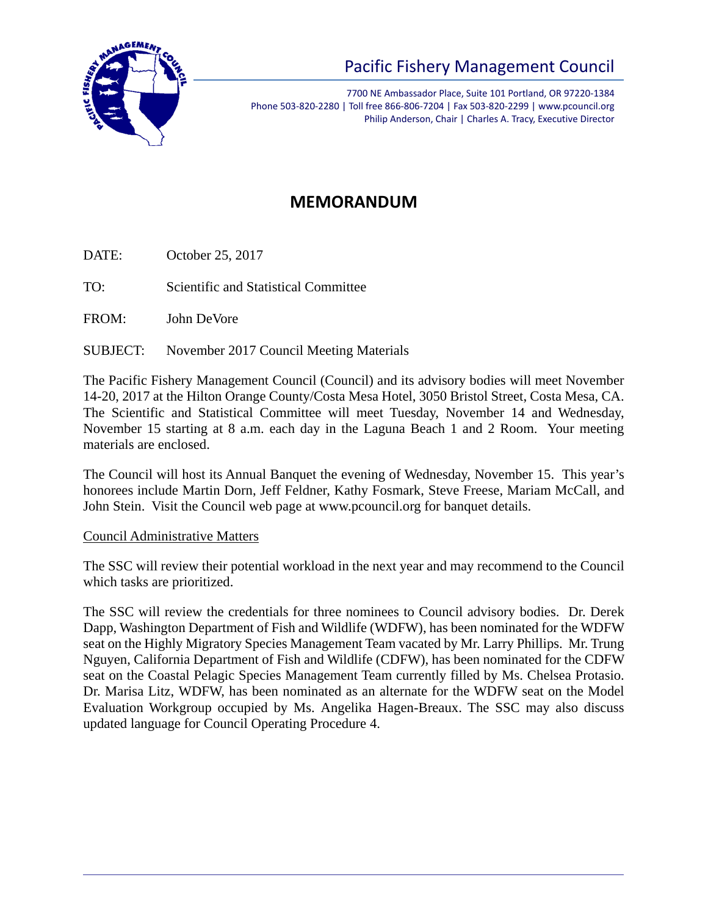# Pacific Fishery Management Council

7700 NE Ambassador Place, Suite 101 Portland, OR 97220-1384
Phone 503-820-2280 | Toll free 866-806-7204 | Fax 503-820-2299 | www.pcouncil.org
Philip Anderson, Chair | Charles A. Tracy, Executive Director

## MEMORANDUM

DATE: October 25, 2017

TO: Scientific and Statistical Committee

FROM: John DeVore

SUBJECT: November 2017 Council Meeting Materials

The Pacific Fishery Management Council (Council) and its advisory bodies will meet November 14-20, 2017 at the Hilton Orange County/Costa Mesa Hotel, 3050 Bristol Street, Costa Mesa, CA. The Scientific and Statistical Committee will meet Tuesday, November 14 and Wednesday, November 15 starting at 8 a.m. each day in the Laguna Beach 1 and 2 Room. Your meeting materials are enclosed.

The Council will host its Annual Banquet the evening of Wednesday, November 15. This year's honorees include Martin Dorn, Jeff Feldner, Kathy Fosmark, Steve Freese, Mariam McCall, and John Stein. Visit the Council web page at www.pcouncil.org for banquet details.

Council Administrative Matters

The SSC will review their potential workload in the next year and may recommend to the Council which tasks are prioritized.

The SSC will review the credentials for three nominees to Council advisory bodies. Dr. Derek Dapp, Washington Department of Fish and Wildlife (WDFW), has been nominated for the WDFW seat on the Highly Migratory Species Management Team vacated by Mr. Larry Phillips. Mr. Trung Nguyen, California Department of Fish and Wildlife (CDFW), has been nominated for the CDFW seat on the Coastal Pelagic Species Management Team currently filled by Ms. Chelsea Protasio. Dr. Marisa Litz, WDFW, has been nominated as an alternate for the WDFW seat on the Model Evaluation Workgroup occupied by Ms. Angelika Hagen-Breaux. The SSC may also discuss updated language for Council Operating Procedure 4.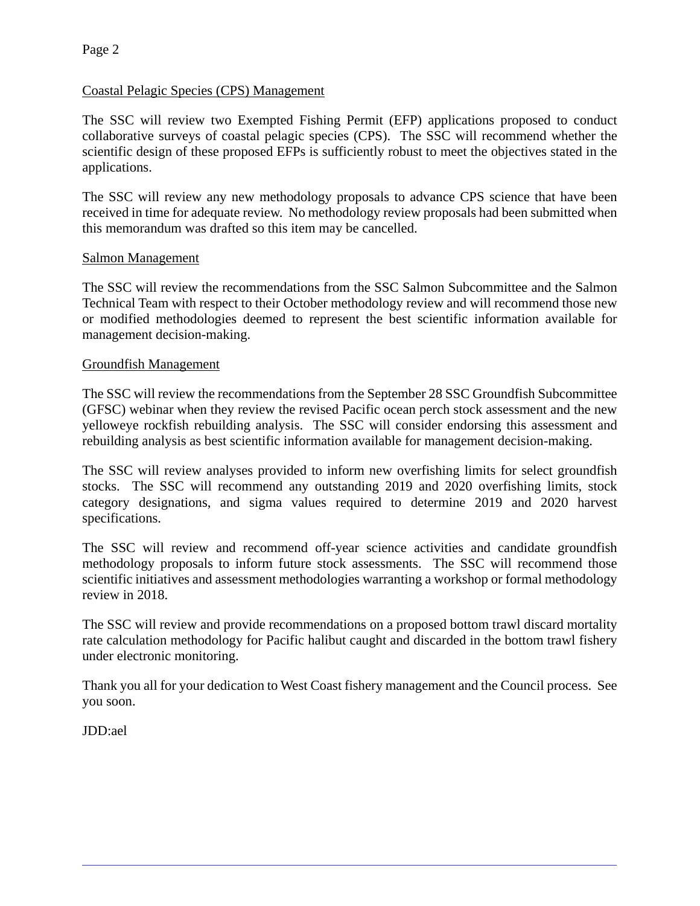## Coastal Pelagic Species (CPS) Management

The SSC will review two Exempted Fishing Permit (EFP) applications proposed to conduct collaborative surveys of coastal pelagic species (CPS). The SSC will recommend whether the scientific design of these proposed EFPs is sufficiently robust to meet the objectives stated in the applications.

The SSC will review any new methodology proposals to advance CPS science that have been received in time for adequate review. No methodology review proposals had been submitted when this memorandum was drafted so this item may be cancelled.

## Salmon Management

The SSC will review the recommendations from the SSC Salmon Subcommittee and the Salmon Technical Team with respect to their October methodology review and will recommend those new or modified methodologies deemed to represent the best scientific information available for management decision-making.

## Groundfish Management

The SSC will review the recommendations from the September 28 SSC Groundfish Subcommittee (GFSC) webinar when they review the revised Pacific ocean perch stock assessment and the new yelloweye rockfish rebuilding analysis. The SSC will consider endorsing this assessment and rebuilding analysis as best scientific information available for management decision-making.

The SSC will review analyses provided to inform new overfishing limits for select groundfish stocks. The SSC will recommend any outstanding 2019 and 2020 overfishing limits, stock category designations, and sigma values required to determine 2019 and 2020 harvest specifications.

The SSC will review and recommend off-year science activities and candidate groundfish methodology proposals to inform future stock assessments. The SSC will recommend those scientific initiatives and assessment methodologies warranting a workshop or formal methodology review in 2018.

The SSC will review and provide recommendations on a proposed bottom trawl discard mortality rate calculation methodology for Pacific halibut caught and discarded in the bottom trawl fishery under electronic monitoring.

Thank you all for your dedication to West Coast fishery management and the Council process. See you soon.

JDD:ael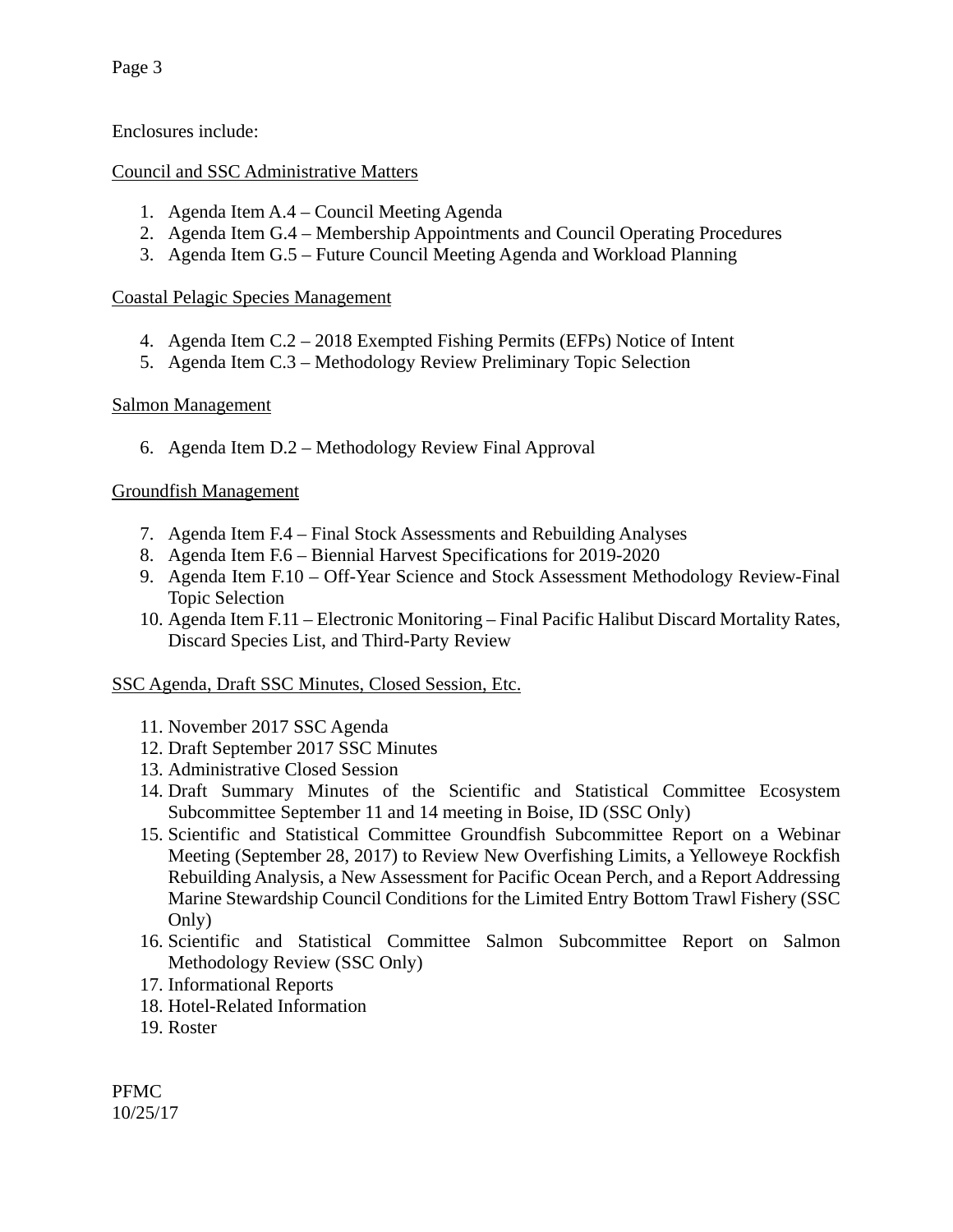Enclosures include:

<u>Council and SSC Administrative Matters</u>

1. Agenda Item A.4 – Council Meeting Agenda
2. Agenda Item G.4 – Membership Appointments and Council Operating Procedures
3. Agenda Item G.5 – Future Council Meeting Agenda and Workload Planning

<u>Coastal Pelagic Species Management</u>

4. Agenda Item C.2 – 2018 Exempted Fishing Permits (EFPs) Notice of Intent
5. Agenda Item C.3 – Methodology Review Preliminary Topic Selection

<u>Salmon Management</u>

6. Agenda Item D.2 – Methodology Review Final Approval

<u>Groundfish Management</u>

7. Agenda Item F.4 – Final Stock Assessments and Rebuilding Analyses
8. Agenda Item F.6 – Biennial Harvest Specifications for 2019-2020
9. Agenda Item F.10 – Off-Year Science and Stock Assessment Methodology Review-Final Topic Selection
10. Agenda Item F.11 – Electronic Monitoring – Final Pacific Halibut Discard Mortality Rates, Discard Species List, and Third-Party Review

<u>SSC Agenda, Draft SSC Minutes, Closed Session, Etc.</u>

11. November 2017 SSC Agenda
12. Draft September 2017 SSC Minutes
13. Administrative Closed Session
14. Draft Summary Minutes of the Scientific and Statistical Committee Ecosystem Subcommittee September 11 and 14 meeting in Boise, ID (SSC Only)
15. Scientific and Statistical Committee Groundfish Subcommittee Report on a Webinar Meeting (September 28, 2017) to Review New Overfishing Limits, a Yelloweye Rockfish Rebuilding Analysis, a New Assessment for Pacific Ocean Perch, and a Report Addressing Marine Stewardship Council Conditions for the Limited Entry Bottom Trawl Fishery (SSC Only)
16. Scientific and Statistical Committee Salmon Subcommittee Report on Salmon Methodology Review (SSC Only)
17. Informational Reports
18. Hotel-Related Information
19. Roster

PFMC
10/25/17